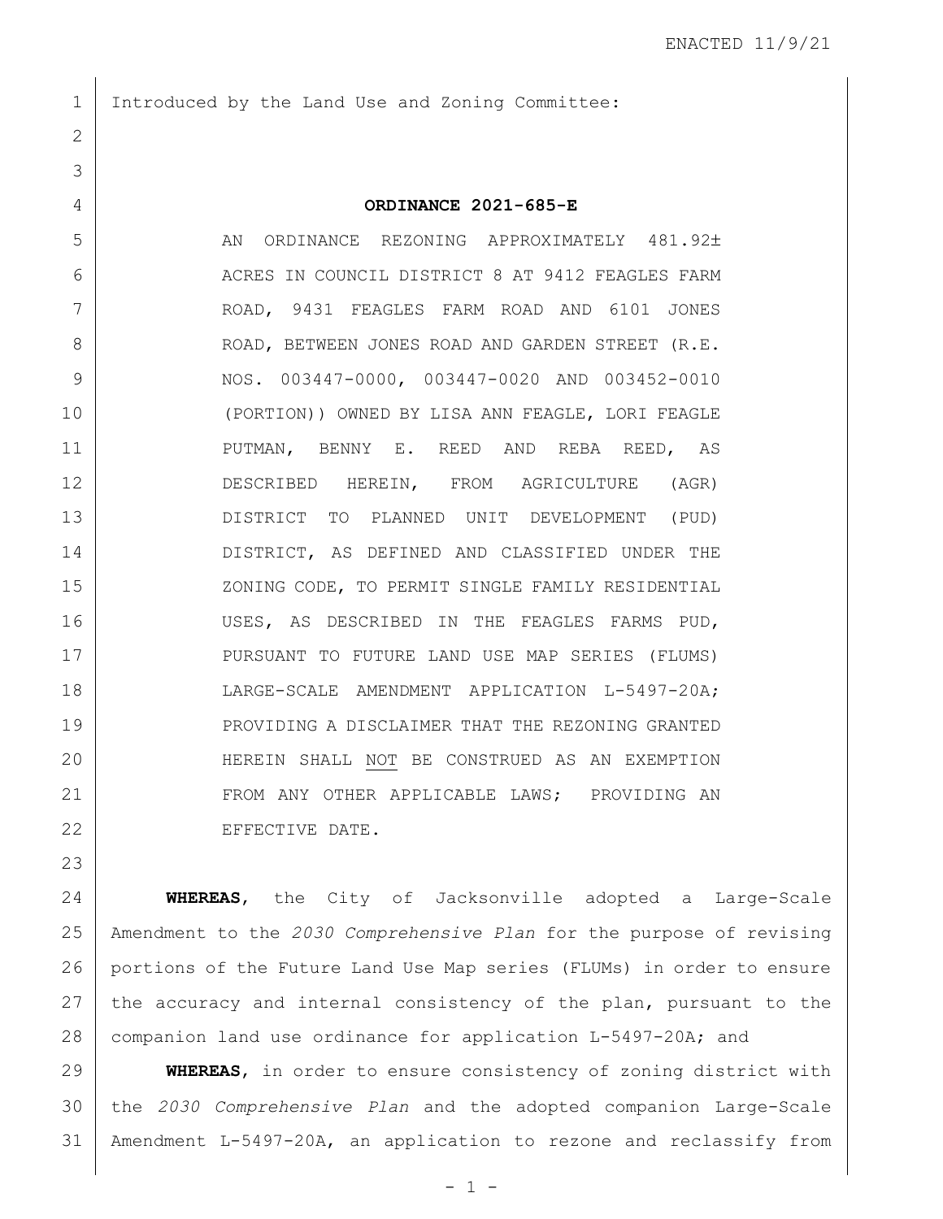Introduced by the Land Use and Zoning Committee:

**ORDINANCE 2021-685-E**

AN ORDINANCE REZONING APPROXIMATELY 481.92± ACRES IN COUNCIL DISTRICT 8 AT 9412 FEAGLES FARM ROAD, 9431 FEAGLES FARM ROAD AND 6101 JONES ROAD, BETWEEN JONES ROAD AND GARDEN STREET (R.E. NOS. 003447-0000, 003447-0020 AND 003452-0010 (PORTION)) OWNED BY LISA ANN FEAGLE, LORI FEAGLE PUTMAN, BENNY E. REED AND REBA REED, AS DESCRIBED HEREIN, FROM AGRICULTURE (AGR) DISTRICT TO PLANNED UNIT DEVELOPMENT (PUD) DISTRICT, AS DEFINED AND CLASSIFIED UNDER THE ZONING CODE, TO PERMIT SINGLE FAMILY RESIDENTIAL USES, AS DESCRIBED IN THE FEAGLES FARMS PUD, PURSUANT TO FUTURE LAND USE MAP SERIES (FLUMS) LARGE-SCALE AMENDMENT APPLICATION L-5497-20A; PROVIDING A DISCLAIMER THAT THE REZONING GRANTED HEREIN SHALL NOT BE CONSTRUED AS AN EXEMPTION FROM ANY OTHER APPLICABLE LAWS; PROVIDING AN EFFECTIVE DATE.

**WHEREAS**, the City of Jacksonville adopted a Large-Scale Amendment to the *2030 Comprehensive Plan* for the purpose of revising portions of the Future Land Use Map series (FLUMs) in order to ensure the accuracy and internal consistency of the plan, pursuant to the companion land use ordinance for application L-5497-20A; and

**WHEREAS**, in order to ensure consistency of zoning district with the *2030 Comprehensive Plan* and the adopted companion Large-Scale Amendment L-5497-20A, an application to rezone and reclassify from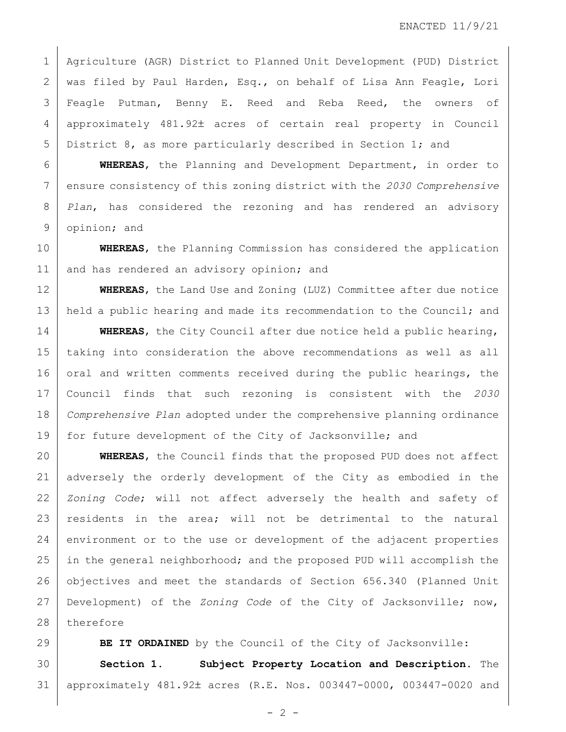Agriculture (AGR) District to Planned Unit Development (PUD) District was filed by Paul Harden, Esq., on behalf of Lisa Ann Feagle, Lori Feagle Putman, Benny E. Reed and Reba Reed, the owners of approximately 481.92± acres of certain real property in Council District 8, as more particularly described in Section 1; and

**WHEREAS**, the Planning and Development Department, in order to ensure consistency of this zoning district with the *2030 Comprehensive Plan*, has considered the rezoning and has rendered an advisory opinion; and

**WHEREAS**, the Planning Commission has considered the application and has rendered an advisory opinion; and

**WHEREAS**, the Land Use and Zoning (LUZ) Committee after due notice held a public hearing and made its recommendation to the Council; and

**WHEREAS**, the City Council after due notice held a public hearing, taking into consideration the above recommendations as well as all oral and written comments received during the public hearings, the Council finds that such rezoning is consistent with the *2030 Comprehensive Plan* adopted under the comprehensive planning ordinance for future development of the City of Jacksonville; and

**WHEREAS**, the Council finds that the proposed PUD does not affect adversely the orderly development of the City as embodied in the *Zoning Code*; will not affect adversely the health and safety of residents in the area; will not be detrimental to the natural environment or to the use or development of the adjacent properties in the general neighborhood; and the proposed PUD will accomplish the objectives and meet the standards of Section 656.340 (Planned Unit Development) of the *Zoning Code* of the City of Jacksonville; now, therefore

**BE IT ORDAINED** by the Council of the City of Jacksonville:

**Section 1. Subject Property Location and Description.** The approximately 481.92± acres (R.E. Nos. 003447-0000, 003447-0020 and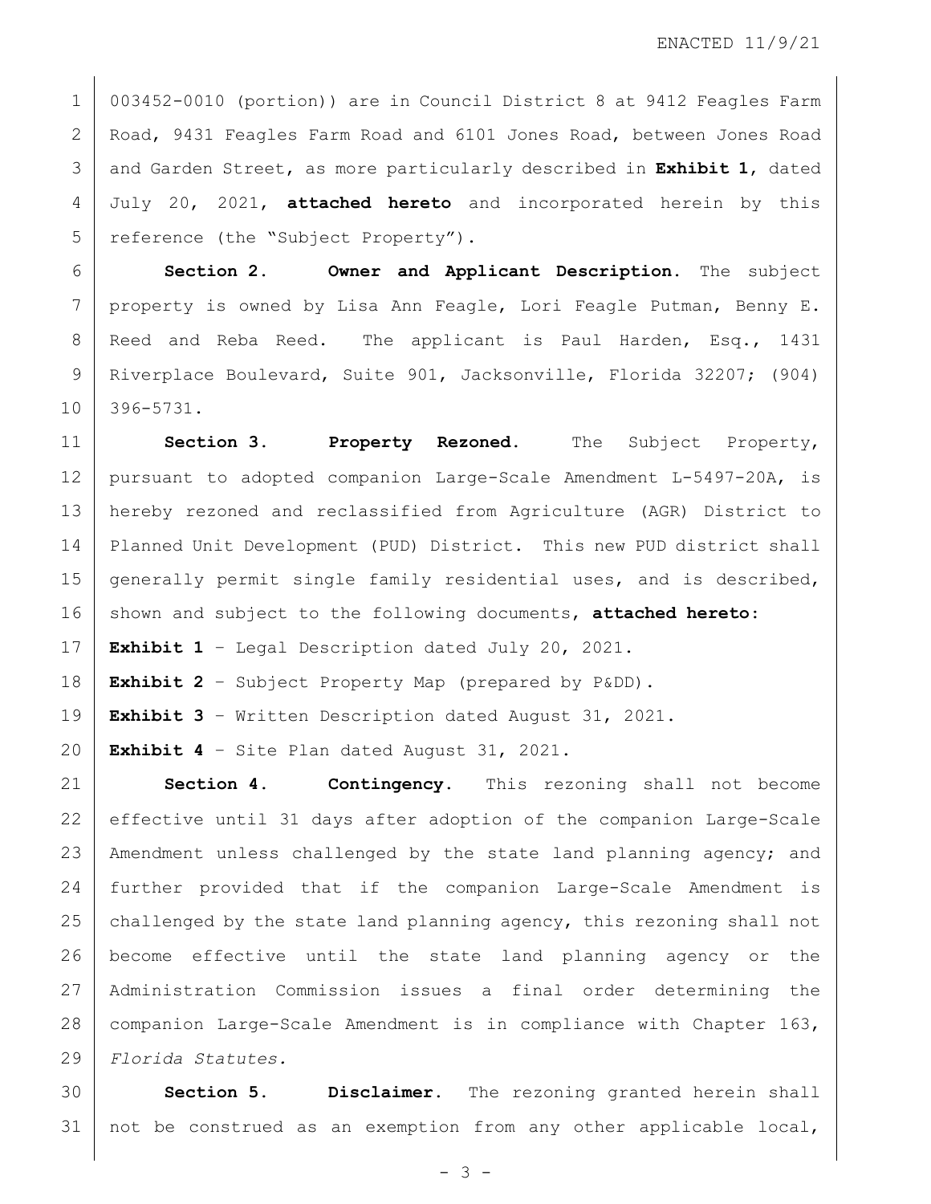003452-0010 (portion)) are in Council District 8 at 9412 Feagles Farm Road, 9431 Feagles Farm Road and 6101 Jones Road, between Jones Road and Garden Street, as more particularly described in **Exhibit 1**, dated July 20, 2021, **attached hereto** and incorporated herein by this reference (the "Subject Property").

**Section 2. Owner and Applicant Description.** The subject property is owned by Lisa Ann Feagle, Lori Feagle Putman, Benny E. Reed and Reba Reed. The applicant is Paul Harden, Esq., 1431 Riverplace Boulevard, Suite 901, Jacksonville, Florida 32207; (904) 396-5731.

**Section 3. Property Rezoned.** The Subject Property, pursuant to adopted companion Large-Scale Amendment L-5497-20A, is hereby rezoned and reclassified from Agriculture (AGR) District to Planned Unit Development (PUD) District. This new PUD district shall generally permit single family residential uses, and is described, shown and subject to the following documents, **attached hereto**:

**Exhibit 1** – Legal Description dated July 20, 2021.

**Exhibit 2** – Subject Property Map (prepared by P&DD).

**Exhibit 3** – Written Description dated August 31, 2021.

**Exhibit 4** – Site Plan dated August 31, 2021.

**Section 4. Contingency.** This rezoning shall not become effective until 31 days after adoption of the companion Large-Scale Amendment unless challenged by the state land planning agency; and further provided that if the companion Large-Scale Amendment is challenged by the state land planning agency, this rezoning shall not become effective until the state land planning agency or the Administration Commission issues a final order determining the companion Large-Scale Amendment is in compliance with Chapter 163, *Florida Statutes.*

**Section 5. Disclaimer.** The rezoning granted herein shall not be construed as an exemption from any other applicable local,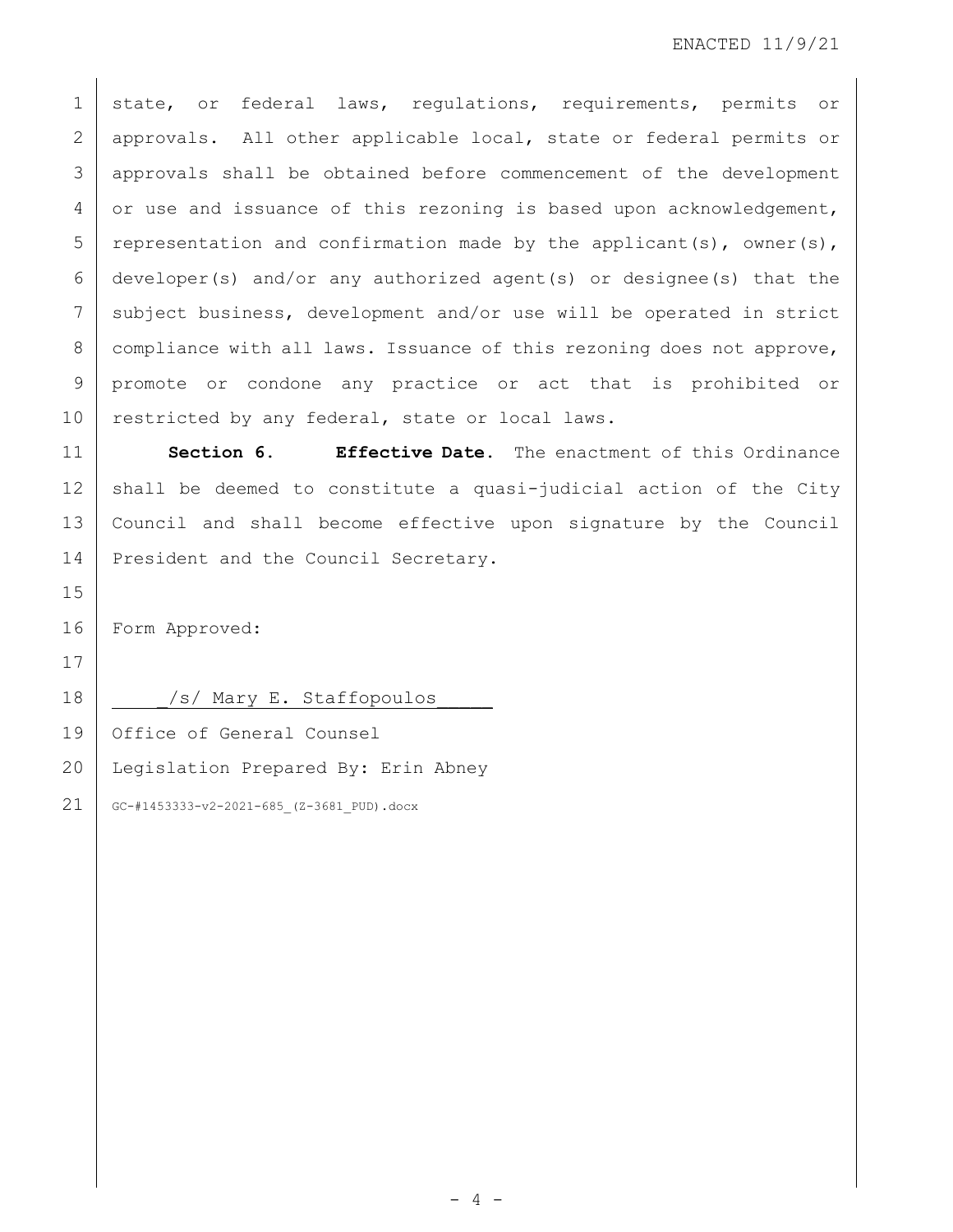state, or federal laws, regulations, requirements, permits or approvals. All other applicable local, state or federal permits or approvals shall be obtained before commencement of the development or use and issuance of this rezoning is based upon acknowledgement, representation and confirmation made by the applicant(s), owner(s), developer(s) and/or any authorized agent(s) or designee(s) that the subject business, development and/or use will be operated in strict compliance with all laws. Issuance of this rezoning does not approve, promote or condone any practice or act that is prohibited or restricted by any federal, state or local laws.

**Section 6. Effective Date.** The enactment of this Ordinance shall be deemed to constitute a quasi-judicial action of the City Council and shall become effective upon signature by the Council President and the Council Secretary.

Form Approved:

/s/ Mary E. Staffopoulos

Office of General Counsel

Legislation Prepared By: Erin Abney

GC-#1453333-v2-2021-685_(Z-3681_PUD).docx